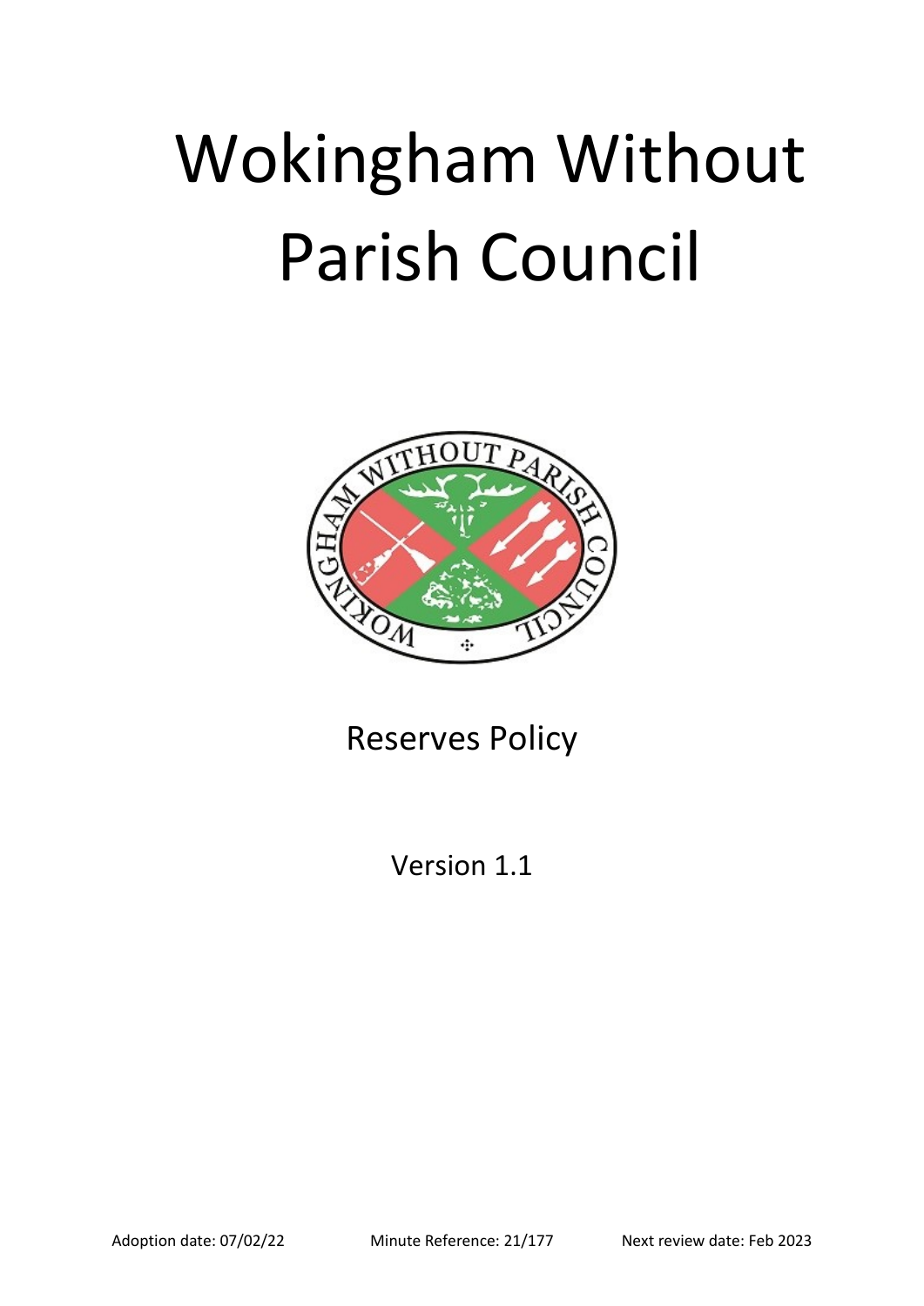# Wokingham Without Parish Council

Reserves Policy

Version 1.1

Adoption date: 07/02/22 Minute Reference: 21/177 Next review date: Feb 2023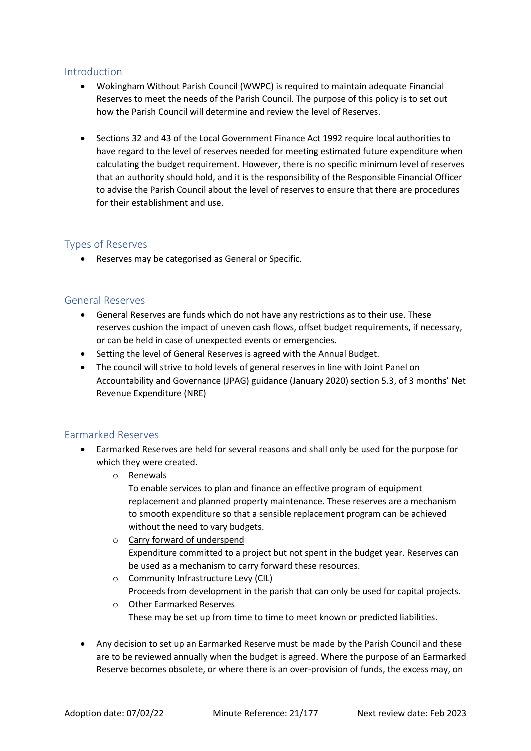## Introduction

- Wokingham Without Parish Council (WWPC) is required to maintain adequate Financial Reserves to meet the needs of the Parish Council. The purpose of this policy is to set out how the Parish Council will determine and review the level of Reserves.

- Sections 32 and 43 of the Local Government Finance Act 1992 require local authorities to have regard to the level of reserves needed for meeting estimated future expenditure when calculating the budget requirement. However, there is no specific minimum level of reserves that an authority should hold, and it is the responsibility of the Responsible Financial Officer to advise the Parish Council about the level of reserves to ensure that there are procedures for their establishment and use.

## Types of Reserves

- Reserves may be categorised as General or Specific.

## General Reserves

- General Reserves are funds which do not have any restrictions as to their use. These reserves cushion the impact of uneven cash flows, offset budget requirements, if necessary, or can be held in case of unexpected events or emergencies.
- Setting the level of General Reserves is agreed with the Annual Budget.
- The council will strive to hold levels of general reserves in line with Joint Panel on Accountability and Governance (JPAG) guidance (January 2020) section 5.3, of 3 months' Net Revenue Expenditure (NRE)

## Earmarked Reserves

- Earmarked Reserves are held for several reasons and shall only be used for the purpose for which they were created.
    - Renewals
      To enable services to plan and finance an effective program of equipment replacement and planned property maintenance. These reserves are a mechanism to smooth expenditure so that a sensible replacement program can be achieved without the need to vary budgets.
    - Carry forward of underspend
      Expenditure committed to a project but not spent in the budget year. Reserves can be used as a mechanism to carry forward these resources.
    - Community Infrastructure Levy (CIL)
      Proceeds from development in the parish that can only be used for capital projects.
    - Other Earmarked Reserves
      These may be set up from time to time to meet known or predicted liabilities.

- Any decision to set up an Earmarked Reserve must be made by the Parish Council and these are to be reviewed annually when the budget is agreed. Where the purpose of an Earmarked Reserve becomes obsolete, or where there is an over-provision of funds, the excess may, on

Adoption date: 07/02/22 Minute Reference: 21/177 Next review date: Feb 2023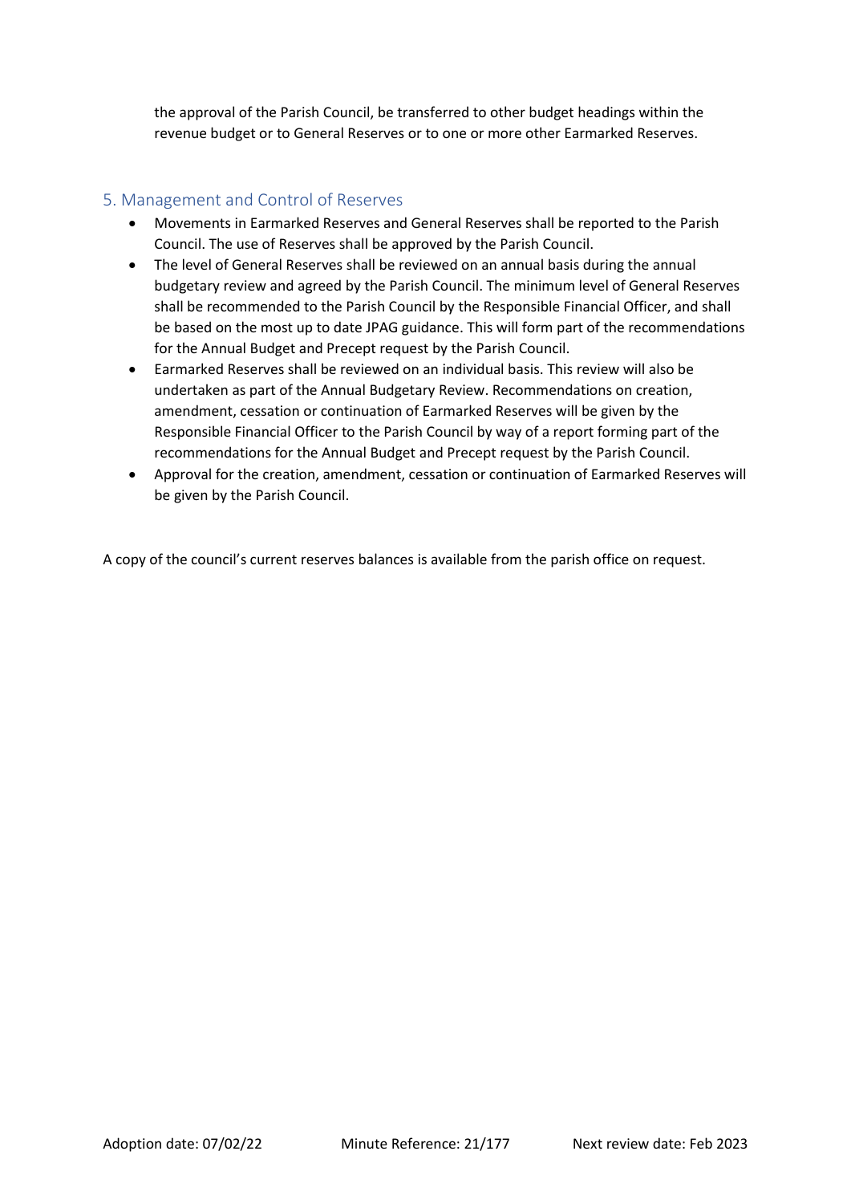the approval of the Parish Council, be transferred to other budget headings within the revenue budget or to General Reserves or to one or more other Earmarked Reserves.

## 5. Management and Control of Reserves

- Movements in Earmarked Reserves and General Reserves shall be reported to the Parish Council. The use of Reserves shall be approved by the Parish Council.
- The level of General Reserves shall be reviewed on an annual basis during the annual budgetary review and agreed by the Parish Council. The minimum level of General Reserves shall be recommended to the Parish Council by the Responsible Financial Officer, and shall be based on the most up to date JPAG guidance. This will form part of the recommendations for the Annual Budget and Precept request by the Parish Council.
- Earmarked Reserves shall be reviewed on an individual basis. This review will also be undertaken as part of the Annual Budgetary Review. Recommendations on creation, amendment, cessation or continuation of Earmarked Reserves will be given by the Responsible Financial Officer to the Parish Council by way of a report forming part of the recommendations for the Annual Budget and Precept request by the Parish Council.
- Approval for the creation, amendment, cessation or continuation of Earmarked Reserves will be given by the Parish Council.

A copy of the council's current reserves balances is available from the parish office on request.

Adoption date: 07/02/22 Minute Reference: 21/177 Next review date: Feb 2023